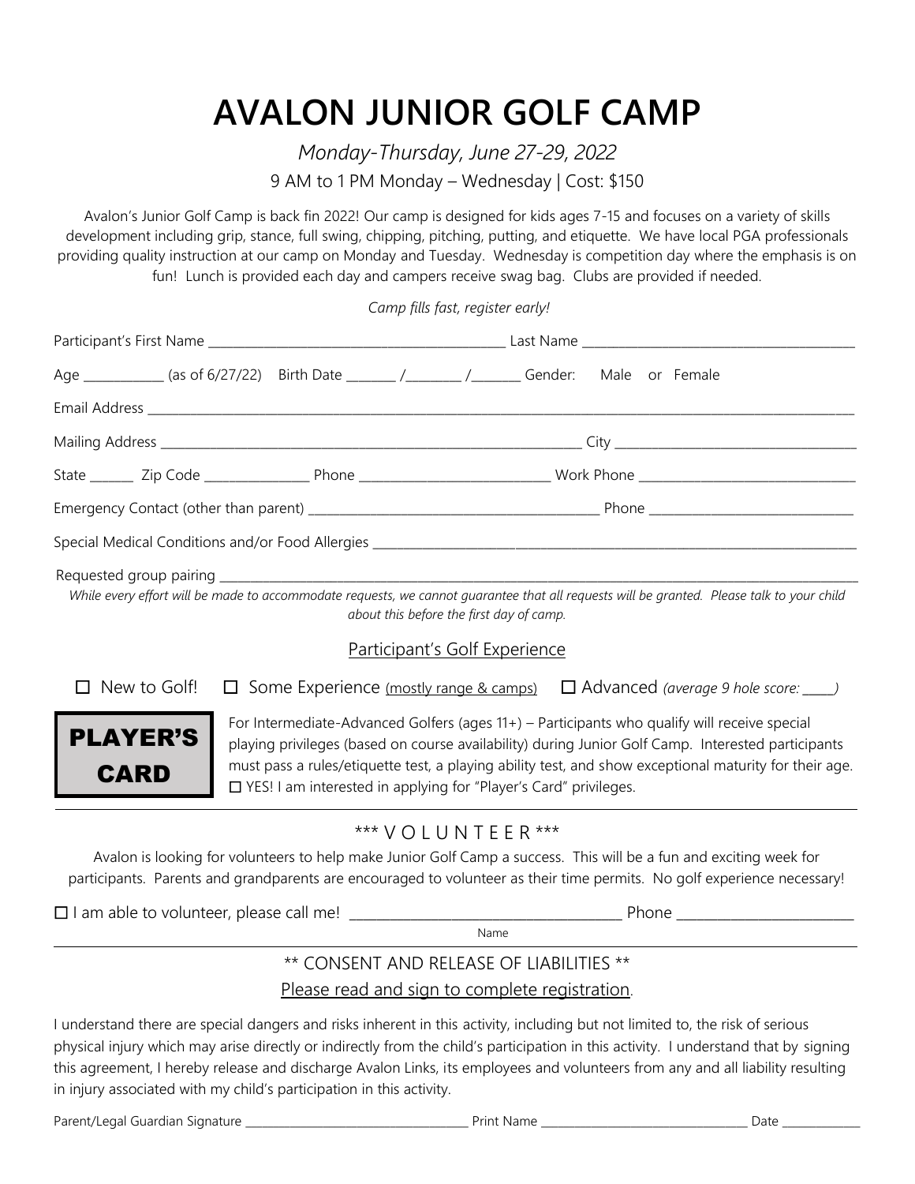# AVALON JUNIOR GOLF CAMP

*Monday-Thursday, June 27-29, 2022*

9 AM to 1 PM Monday – Wednesday | Cost: $150

Avalon's Junior Golf Camp is back fin 2022! Our camp is designed for kids ages 7-15 and focuses on a variety of skills development including grip, stance, full swing, chipping, pitching, putting, and etiquette. We have local PGA professionals providing quality instruction at our camp on Monday and Tuesday. Wednesday is competition day where the emphasis is on fun! Lunch is provided each day and campers receive swag bag. Clubs are provided if needed.

*Camp fills fast, register early!*

Participant's First Name _______________________________________________ Last Name __________________________________________

Age ____________ (as of 6/27/22) Birth Date ________ /_________ /________ Gender: Male or Female

Email Address ___________________________________________________________________________________________________________

Mailing Address ___________________________________________________________________ City ______________________________________

State _______ Zip Code ________________ Phone _____________________________ Work Phone __________________________________

Emergency Contact (other than parent) _____________________________________________ Phone ________________________________

Special Medical Conditions and/or Food Allergies ______________________________________________________________________________

Requested group pairing ___________________________________________________________________________________________________

*While every effort will be made to accommodate requests, we cannot guarantee that all requests will be granted. Please talk to your child about this before the first day of camp.*

Participant's Golf Experience

☐ New to Golf! ☐ Some Experience (mostly range & camps) ☐ Advanced *(average 9 hole score: _____)*

**PLAYER'S CARD**

For Intermediate-Advanced Golfers (ages 11+) – Participants who qualify will receive special playing privileges (based on course availability) during Junior Golf Camp. Interested participants must pass a rules/etiquette test, a playing ability test, and show exceptional maturity for their age.

☐ YES! I am interested in applying for "Player's Card" privileges.

---

*** V O L U N T E E R ***

Avalon is looking for volunteers to help make Junior Golf Camp a success. This will be a fun and exciting week for participants. Parents and grandparents are encouraged to volunteer as their time permits. No golf experience necessary!

☐ I am able to volunteer, please call me! _______________________________________ Phone __________________________

Name

---

** CONSENT AND RELEASE OF LIABILITIES **

Please read and sign to complete registration.

I understand there are special dangers and risks inherent in this activity, including but not limited to, the risk of serious physical injury which may arise directly or indirectly from the child's participation in this activity. I understand that by signing this agreement, I hereby release and discharge Avalon Links, its employees and volunteers from any and all liability resulting in injury associated with my child's participation in this activity.

Parent/Legal Guardian Signature ______________________________________ Print Name ___________________________________ Date ______________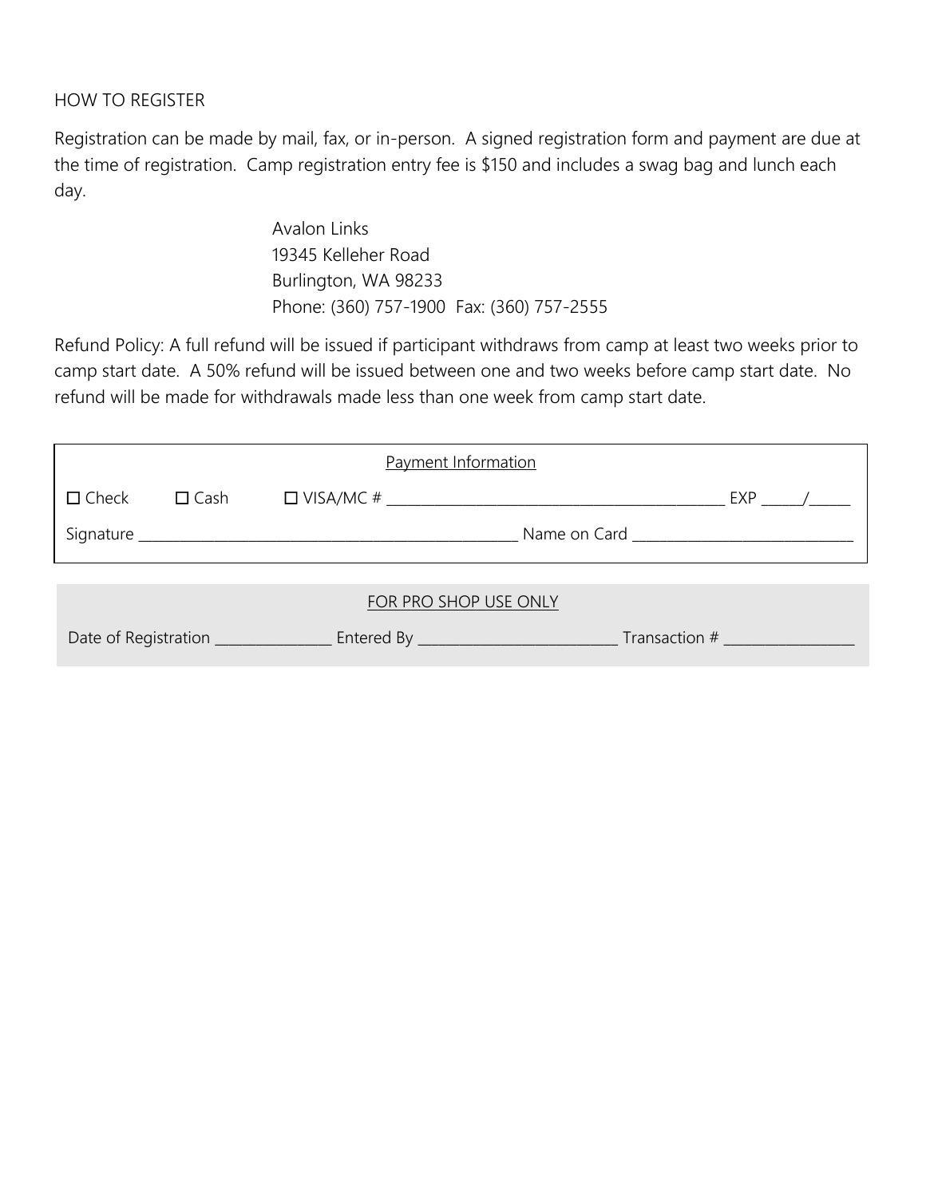HOW TO REGISTER

Registration can be made by mail, fax, or in-person. A signed registration form and payment are due at the time of registration. Camp registration entry fee is $150 and includes a swag bag and lunch each day.

Avalon Links
19345 Kelleher Road
Burlington, WA 98233
Phone: (360) 757-1900 Fax: (360) 757-2555

Refund Policy: A full refund will be issued if participant withdraws from camp at least two weeks prior to camp start date. A 50% refund will be issued between one and two weeks before camp start date. No refund will be made for withdrawals made less than one week from camp start date.

Payment Information

☐ Check ☐ Cash ☐ VISA/MC # ______________________________________________ EXP ______/______

Signature ___________________________________________________ Name on Card ______________________________

FOR PRO SHOP USE ONLY

Date of Registration ________________ Entered By ___________________________ Transaction # __________________